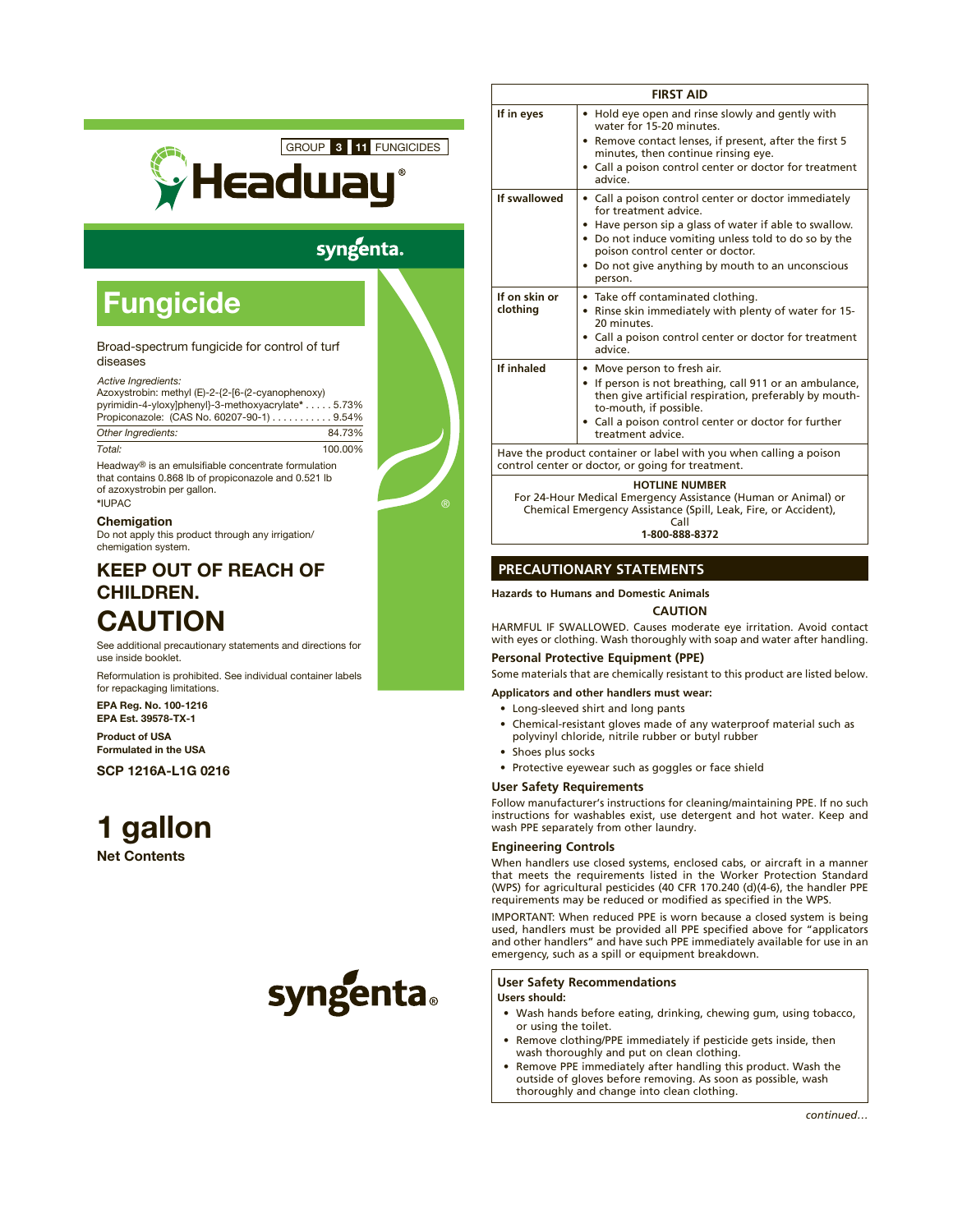GROUP 3 11 FUNGICIDES

# Headway®

syngenta.

## Fungicide

Broad-spectrum fungicide for control of turf diseases

*Active Ingredients:*

| | |
|---|---|
| Azoxystrobin: methyl (E)-2-{2-[6-(2-cyanophenoxy) pyrimidin-4-yloxy]phenyl}-3-methoxyacrylate* | 5.73% |
| Propiconazole: (CAS No. 60207-90-1) | 9.54% |
| *Other Ingredients:* | 84.73% |
| *Total:* | 100.00% |

Headway® is an emulsifiable concentrate formulation that contains 0.868 lb of propiconazole and 0.521 lb of azoxystrobin per gallon.

*IUPAC

**Chemigation**

Do not apply this product through any irrigation/ chemigation system.

## KEEP OUT OF REACH OF CHILDREN.

## CAUTION

See additional precautionary statements and directions for use inside booklet.

Reformulation is prohibited. See individual container labels for repackaging limitations.

**EPA Reg. No. 100-1216**
**EPA Est. 39578-TX-1**

**Product of USA**
**Formulated in the USA**

**SCP 1216A-L1G 0216**

# 1 gallon

**Net Contents**

syngenta.

| FIRST AID | |
|---|---|
| **If in eyes** | • Hold eye open and rinse slowly and gently with water for 15-20 minutes.<br>• Remove contact lenses, if present, after the first 5 minutes, then continue rinsing eye.<br>• Call a poison control center or doctor for treatment advice. |
| **If swallowed** | • Call a poison control center or doctor immediately for treatment advice.<br>• Have person sip a glass of water if able to swallow.<br>• Do not induce vomiting unless told to do so by the poison control center or doctor.<br>• Do not give anything by mouth to an unconscious person. |
| **If on skin or clothing** | • Take off contaminated clothing.<br>• Rinse skin immediately with plenty of water for 15-20 minutes.<br>• Call a poison control center or doctor for treatment advice. |
| **If inhaled** | • Move person to fresh air.<br>• If person is not breathing, call 911 or an ambulance, then give artificial respiration, preferably by mouth-to-mouth, if possible.<br>• Call a poison control center or doctor for further treatment advice. |
| Have the product container or label with you when calling a poison control center or doctor, or going for treatment. | |
| **HOTLINE NUMBER**<br>For 24-Hour Medical Emergency Assistance (Human or Animal) or Chemical Emergency Assistance (Spill, Leak, Fire, or Accident), Call<br>**1-800-888-8372** | |

## PRECAUTIONARY STATEMENTS

**Hazards to Humans and Domestic Animals**

**CAUTION**

HARMFUL IF SWALLOWED. Causes moderate eye irritation. Avoid contact with eyes or clothing. Wash thoroughly with soap and water after handling.

### Personal Protective Equipment (PPE)

Some materials that are chemically resistant to this product are listed below.

**Applicators and other handlers must wear:**

- Long-sleeved shirt and long pants
- Chemical-resistant gloves made of any waterproof material such as polyvinyl chloride, nitrile rubber or butyl rubber
- Shoes plus socks
- Protective eyewear such as goggles or face shield

### User Safety Requirements

Follow manufacturer's instructions for cleaning/maintaining PPE. If no such instructions for washables exist, use detergent and hot water. Keep and wash PPE separately from other laundry.

### Engineering Controls

When handlers use closed systems, enclosed cabs, or aircraft in a manner that meets the requirements listed in the Worker Protection Standard (WPS) for agricultural pesticides (40 CFR 170.240 (d)(4-6), the handler PPE requirements may be reduced or modified as specified in the WPS.

IMPORTANT: When reduced PPE is worn because a closed system is being used, handlers must be provided all PPE specified above for "applicators and other handlers" and have such PPE immediately available for use in an emergency, such as a spill or equipment breakdown.

### User Safety Recommendations

**Users should:**

- Wash hands before eating, drinking, chewing gum, using tobacco, or using the toilet.
- Remove clothing/PPE immediately if pesticide gets inside, then wash thoroughly and put on clean clothing.
- Remove PPE immediately after handling this product. Wash the outside of gloves before removing. As soon as possible, wash thoroughly and change into clean clothing.

*continued…*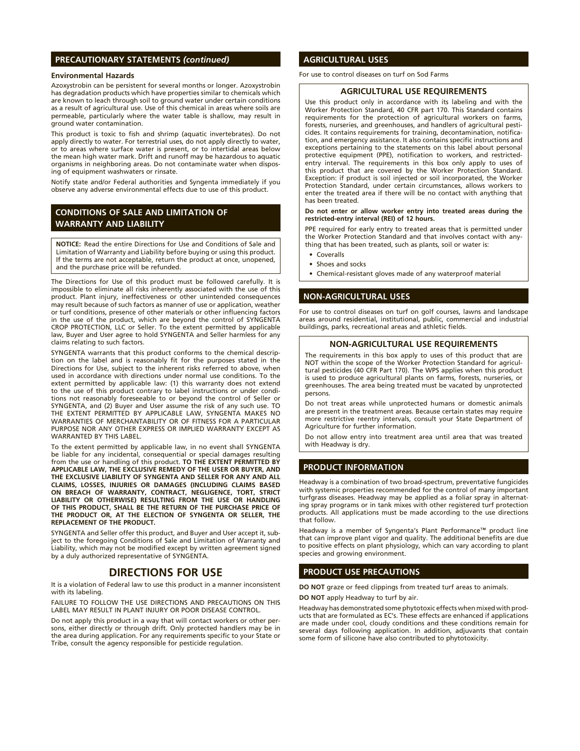## PRECAUTIONARY STATEMENTS *(continued)*

**Environmental Hazards**

Azoxystrobin can be persistent for several months or longer. Azoxystrobin has degradation products which have properties similar to chemicals which are known to leach through soil to ground water under certain conditions as a result of agricultural use. Use of this chemical in areas where soils are permeable, particularly where the water table is shallow, may result in ground water contamination.

This product is toxic to fish and shrimp (aquatic invertebrates). Do not apply directly to water. For terrestrial uses, do not apply directly to water, or to areas where surface water is present, or to intertidal areas below the mean high water mark. Drift and runoff may be hazardous to aquatic organisms in neighboring areas. Do not contaminate water when disposing of equipment washwaters or rinsate.

Notify state and/or Federal authorities and Syngenta immediately if you observe any adverse environmental effects due to use of this product.

## CONDITIONS OF SALE AND LIMITATION OF WARRANTY AND LIABILITY

**NOTICE:** Read the entire Directions for Use and Conditions of Sale and Limitation of Warranty and Liability before buying or using this product. If the terms are not acceptable, return the product at once, unopened, and the purchase price will be refunded.

The Directions for Use of this product must be followed carefully. It is impossible to eliminate all risks inherently associated with the use of this product. Plant injury, ineffectiveness or other unintended consequences may result because of such factors as manner of use or application, weather or turf conditions, presence of other materials or other influencing factors in the use of the product, which are beyond the control of SYNGENTA CROP PROTECTION, LLC or Seller. To the extent permitted by applicable law, Buyer and User agree to hold SYNGENTA and Seller harmless for any claims relating to such factors.

SYNGENTA warrants that this product conforms to the chemical description on the label and is reasonably fit for the purposes stated in the Directions for Use, subject to the inherent risks referred to above, when used in accordance with directions under normal use conditions. To the extent permitted by applicable law: (1) this warranty does not extend to the use of this product contrary to label instructions or under conditions not reasonably foreseeable to or beyond the control of Seller or SYNGENTA, and (2) Buyer and User assume the risk of any such use. TO THE EXTENT PERMITTED BY APPLICABLE LAW, SYNGENTA MAKES NO WARRANTIES OF MERCHANTABILITY OR OF FITNESS FOR A PARTICULAR PURPOSE NOR ANY OTHER EXPRESS OR IMPLIED WARRANTY EXCEPT AS WARRANTED BY THIS LABEL.

To the extent permitted by applicable law, in no event shall SYNGENTA be liable for any incidental, consequential or special damages resulting from the use or handling of this product. **TO THE EXTENT PERMITTED BY APPLICABLE LAW, THE EXCLUSIVE REMEDY OF THE USER OR BUYER, AND THE EXCLUSIVE LIABILITY OF SYNGENTA AND SELLER FOR ANY AND ALL CLAIMS, LOSSES, INJURIES OR DAMAGES (INCLUDING CLAIMS BASED ON BREACH OF WARRANTY, CONTRACT, NEGLIGENCE, TORT, STRICT LIABILITY OR OTHERWISE) RESULTING FROM THE USE OR HANDLING OF THIS PRODUCT, SHALL BE THE RETURN OF THE PURCHASE PRICE OF THE PRODUCT OR, AT THE ELECTION OF SYNGENTA OR SELLER, THE REPLACEMENT OF THE PRODUCT.**

SYNGENTA and Seller offer this product, and Buyer and User accept it, subject to the foregoing Conditions of Sale and Limitation of Warranty and Liability, which may not be modified except by written agreement signed by a duly authorized representative of SYNGENTA.

# DIRECTIONS FOR USE

It is a violation of Federal law to use this product in a manner inconsistent with its labeling.

FAILURE TO FOLLOW THE USE DIRECTIONS AND PRECAUTIONS ON THIS LABEL MAY RESULT IN PLANT INJURY OR POOR DISEASE CONTROL.

Do not apply this product in a way that will contact workers or other persons, either directly or through drift. Only protected handlers may be in the area during application. For any requirements specific to your State or Tribe, consult the agency responsible for pesticide regulation.

## AGRICULTURAL USES

For use to control diseases on turf on Sod Farms

### AGRICULTURAL USE REQUIREMENTS

Use this product only in accordance with its labeling and with the Worker Protection Standard, 40 CFR part 170. This Standard contains requirements for the protection of agricultural workers on farms, forests, nurseries, and greenhouses, and handlers of agricultural pesticides. It contains requirements for training, decontamination, notification, and emergency assistance. It also contains specific instructions and exceptions pertaining to the statements on this label about personal protective equipment (PPE), notification to workers, and restricted-entry interval. The requirements in this box only apply to uses of this product that are covered by the Worker Protection Standard. Exception: if product is soil injected or soil incorporated, the Worker Protection Standard, under certain circumstances, allows workers to enter the treated area if there will be no contact with anything that has been treated.

**Do not enter or allow worker entry into treated areas during the restricted-entry interval (REI) of 12 hours.**

PPE required for early entry to treated areas that is permitted under the Worker Protection Standard and that involves contact with anything that has been treated, such as plants, soil or water is:

- Coveralls
- Shoes and socks
- Chemical-resistant gloves made of any waterproof material

## NON-AGRICULTURAL USES

For use to control diseases on turf on golf courses, lawns and landscape areas around residential, institutional, public, commercial and industrial buildings, parks, recreational areas and athletic fields.

### NON-AGRICULTURAL USE REQUIREMENTS

The requirements in this box apply to uses of this product that are NOT within the scope of the Worker Protection Standard for agricultural pesticides (40 CFR Part 170). The WPS applies when this product is used to produce agricultural plants on farms, forests, nurseries, or greenhouses. The area being treated must be vacated by unprotected persons.

Do not treat areas while unprotected humans or domestic animals are present in the treatment areas. Because certain states may require more restrictive reentry intervals, consult your State Department of Agriculture for further information.

Do not allow entry into treatment area until area that was treated with Headway is dry.

## PRODUCT INFORMATION

Headway is a combination of two broad-spectrum, preventative fungicides with systemic properties recommended for the control of many important turfgrass diseases. Headway may be applied as a foliar spray in alternating spray programs or in tank mixes with other registered turf protection products. All applications must be made according to the use directions that follow.

Headway is a member of Syngenta's Plant Performance™ product line that can improve plant vigor and quality. The additional benefits are due to positive effects on plant physiology, which can vary according to plant species and growing environment.

## PRODUCT USE PRECAUTIONS

**DO NOT** graze or feed clippings from treated turf areas to animals.

**DO NOT** apply Headway to turf by air.

Headway has demonstrated some phytotoxic effects when mixed with products that are formulated as EC's. These effects are enhanced if applications are made under cool, cloudy conditions and these conditions remain for several days following application. In addition, adjuvants that contain some form of silicone have also contributed to phytotoxicity.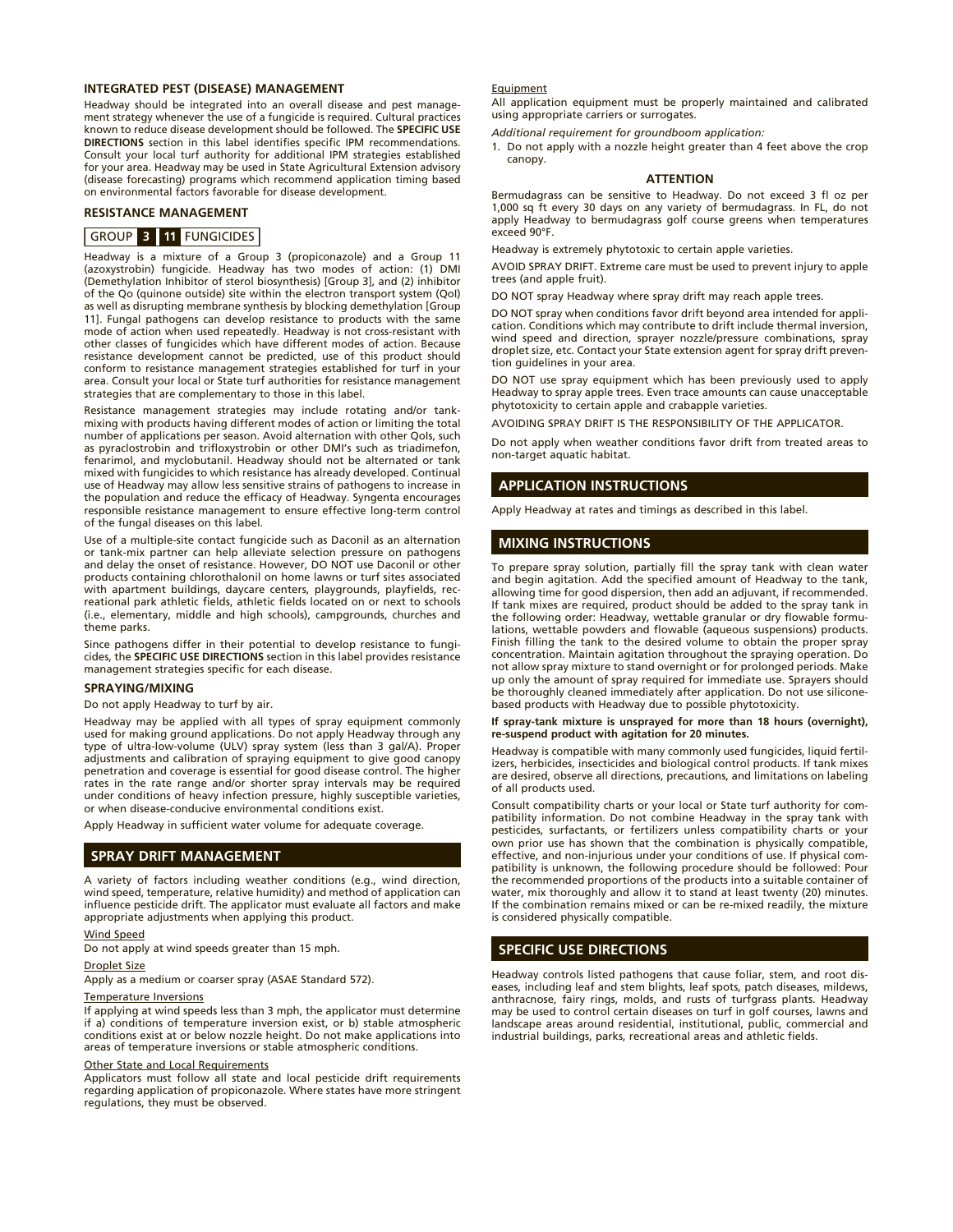## INTEGRATED PEST (DISEASE) MANAGEMENT

Headway should be integrated into an overall disease and pest management strategy whenever the use of a fungicide is required. Cultural practices known to reduce disease development should be followed. The **SPECIFIC USE DIRECTIONS** section in this label identifies specific IPM recommendations. Consult your local turf authority for additional IPM strategies established for your area. Headway may be used in State Agricultural Extension advisory (disease forecasting) programs which recommend application timing based on environmental factors favorable for disease development.

## RESISTANCE MANAGEMENT

GROUP **3** **11** FUNGICIDES

Headway is a mixture of a Group 3 (propiconazole) and a Group 11 (azoxystrobin) fungicide. Headway has two modes of action: (1) DMI (Demethylation Inhibitor of sterol biosynthesis) [Group 3], and (2) inhibitor of the Qo (quinone outside) site within the electron transport system (QoI) as well as disrupting membrane synthesis by blocking demethylation [Group 11]. Fungal pathogens can develop resistance to products with the same mode of action when used repeatedly. Headway is not cross-resistant with other classes of fungicides which have different modes of action. Because resistance development cannot be predicted, use of this product should conform to resistance management strategies established for turf in your area. Consult your local or State turf authorities for resistance management strategies that are complementary to those in this label.

Resistance management strategies may include rotating and/or tank-mixing with products having different modes of action or limiting the total number of applications per season. Avoid alternation with other QoIs, such as pyraclostrobin and trifloxystrobin or other DMI's such as triadimefon, fenarimol, and myclobutanil. Headway should not be alternated or tank mixed with fungicides to which resistance has already developed. Continual use of Headway may allow less sensitive strains of pathogens to increase in the population and reduce the efficacy of Headway. Syngenta encourages responsible resistance management to ensure effective long-term control of the fungal diseases on this label.

Use of a multiple-site contact fungicide such as Daconil as an alternation or tank-mix partner can help alleviate selection pressure on pathogens and delay the onset of resistance. However, DO NOT use Daconil or other products containing chlorothalonil on home lawns or turf sites associated with apartment buildings, daycare centers, playgrounds, playfields, recreational park athletic fields, athletic fields located on or next to schools (i.e., elementary, middle and high schools), campgrounds, churches and theme parks.

Since pathogens differ in their potential to develop resistance to fungicides, the **SPECIFIC USE DIRECTIONS** section in this label provides resistance management strategies specific for each disease.

## SPRAYING/MIXING

Do not apply Headway to turf by air.

Headway may be applied with all types of spray equipment commonly used for making ground applications. Do not apply Headway through any type of ultra-low-volume (ULV) spray system (less than 3 gal/A). Proper adjustments and calibration of spraying equipment to give good canopy penetration and coverage is essential for good disease control. The higher rates in the rate range and/or shorter spray intervals may be required under conditions of heavy infection pressure, highly susceptible varieties, or when disease-conducive environmental conditions exist.

Apply Headway in sufficient water volume for adequate coverage.

## SPRAY DRIFT MANAGEMENT

A variety of factors including weather conditions (e.g., wind direction, wind speed, temperature, relative humidity) and method of application can influence pesticide drift. The applicator must evaluate all factors and make appropriate adjustments when applying this product.

Wind Speed

Do not apply at wind speeds greater than 15 mph.

Droplet Size

Apply as a medium or coarser spray (ASAE Standard 572).

Temperature Inversions

If applying at wind speeds less than 3 mph, the applicator must determine if a) conditions of temperature inversion exist, or b) stable atmospheric conditions exist at or below nozzle height. Do not make applications into areas of temperature inversions or stable atmospheric conditions.

Other State and Local Requirements

Applicators must follow all state and local pesticide drift requirements regarding application of propiconazole. Where states have more stringent regulations, they must be observed.

Equipment

All application equipment must be properly maintained and calibrated using appropriate carriers or surrogates.

*Additional requirement for groundboom application:*

1. Do not apply with a nozzle height greater than 4 feet above the crop canopy.

**ATTENTION**

Bermudagrass can be sensitive to Headway. Do not exceed 3 fl oz per 1,000 sq ft every 30 days on any variety of bermudagrass. In FL, do not apply Headway to bermudagrass golf course greens when temperatures exceed 90°F.

Headway is extremely phytotoxic to certain apple varieties.

AVOID SPRAY DRIFT. Extreme care must be used to prevent injury to apple trees (and apple fruit).

DO NOT spray Headway where spray drift may reach apple trees.

DO NOT spray when conditions favor drift beyond area intended for application. Conditions which may contribute to drift include thermal inversion, wind speed and direction, sprayer nozzle/pressure combinations, spray droplet size, etc. Contact your State extension agent for spray drift prevention guidelines in your area.

DO NOT use spray equipment which has been previously used to apply Headway to spray apple trees. Even trace amounts can cause unacceptable phytotoxicity to certain apple and crabapple varieties.

AVOIDING SPRAY DRIFT IS THE RESPONSIBILITY OF THE APPLICATOR.

Do not apply when weather conditions favor drift from treated areas to non-target aquatic habitat.

## APPLICATION INSTRUCTIONS

Apply Headway at rates and timings as described in this label.

## MIXING INSTRUCTIONS

To prepare spray solution, partially fill the spray tank with clean water and begin agitation. Add the specified amount of Headway to the tank, allowing time for good dispersion, then add an adjuvant, if recommended. If tank mixes are required, product should be added to the spray tank in the following order: Headway, wettable granular or dry flowable formulations, wettable powders and flowable (aqueous suspensions) products. Finish filling the tank to the desired volume to obtain the proper spray concentration. Maintain agitation throughout the spraying operation. Do not allow spray mixture to stand overnight or for prolonged periods. Make up only the amount of spray required for immediate use. Sprayers should be thoroughly cleaned immediately after application. Do not use silicone-based products with Headway due to possible phytotoxicity.

**If spray-tank mixture is unsprayed for more than 18 hours (overnight), re-suspend product with agitation for 20 minutes.**

Headway is compatible with many commonly used fungicides, liquid fertilizers, herbicides, insecticides and biological control products. If tank mixes are desired, observe all directions, precautions, and limitations on labeling of all products used.

Consult compatibility charts or your local or State turf authority for compatibility information. Do not combine Headway in the spray tank with pesticides, surfactants, or fertilizers unless compatibility charts or your own prior use has shown that the combination is physically compatible, effective, and non-injurious under your conditions of use. If physical compatibility is unknown, the following procedure should be followed: Pour the recommended proportions of the products into a suitable container of water, mix thoroughly and allow it to stand at least twenty (20) minutes. If the combination remains mixed or can be re-mixed readily, the mixture is considered physically compatible.

## SPECIFIC USE DIRECTIONS

Headway controls listed pathogens that cause foliar, stem, and root diseases, including leaf and stem blights, leaf spots, patch diseases, mildews, anthracnose, fairy rings, molds, and rusts of turfgrass plants. Headway may be used to control certain diseases on turf in golf courses, lawns and landscape areas around residential, institutional, public, commercial and industrial buildings, parks, recreational areas and athletic fields.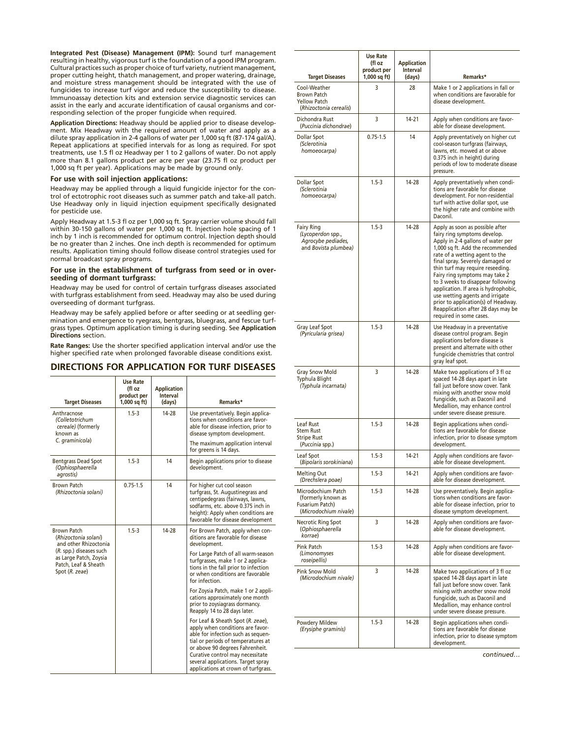**Integrated Pest (Disease) Management (IPM):** Sound turf management resulting in healthy, vigorous turf is the foundation of a good IPM program. Cultural practices such as proper choice of turf variety, nutrient management, proper cutting height, thatch management, and proper watering, drainage, and moisture stress management should be integrated with the use of fungicides to increase turf vigor and reduce the susceptibility to disease. Immunoassay detection kits and extension service diagnostic services can assist in the early and accurate identification of causal organisms and corresponding selection of the proper fungicide when required.

**Application Directions:** Headway should be applied prior to disease development. Mix Headway with the required amount of water and apply as a dilute spray application in 2-4 gallons of water per 1,000 sq ft (87-174 gal/A). Repeat applications at specified intervals for as long as required. For spot treatments, use 1.5 fl oz Headway per 1 to 2 gallons of water. Do not apply more than 8.1 gallons product per acre per year (23.75 fl oz product per 1,000 sq ft per year). Applications may be made by ground only.

### For use with soil injection applications:

Headway may be applied through a liquid fungicide injector for the control of ectotrophic root diseases such as summer patch and take-all patch. Use Headway only in liquid injection equipment specifically designated for pesticide use.

Apply Headway at 1.5-3 fl oz per 1,000 sq ft. Spray carrier volume should fall within 30-150 gallons of water per 1,000 sq ft. Injection hole spacing of 1 inch by 1 inch is recommended for optimum control. Injection depth should be no greater than 2 inches. One inch depth is recommended for optimum results. Application timing should follow disease control strategies used for normal broadcast spray programs.

### For use in the establishment of turfgrass from seed or in overseeding of dormant turfgrass:

Headway may be used for control of certain turfgrass diseases associated with turfgrass establishment from seed. Headway may also be used during overseeding of dormant turfgrass.

Headway may be safely applied before or after seeding or at seedling germination and emergence to ryegrass, bentgrass, bluegrass, and fescue turfgrass types. Optimum application timing is during seeding. See **Application Directions** section.

**Rate Ranges:** Use the shorter specified application interval and/or use the higher specified rate when prolonged favorable disease conditions exist.

## DIRECTIONS FOR APPLICATION FOR TURF DISEASES

| Target Diseases | Use Rate (fl oz product per 1,000 sq ft) | Application Interval (days) | Remarks* |
|---|---|---|---|
| Anthracnose *(Colletotrichum cereale)* (formerly known as *C. graminicola*) | 1.5-3 | 14-28 | Use preventatively. Begin applications when conditions are favorable for disease infection, prior to disease symptom development. The maximum application interval for greens is 14 days. |
| Bentgrass Dead Spot *(Ophiosphaerella agrostis)* | 1.5-3 | 14 | Begin applications prior to disease development. |
| Brown Patch *(Rhizoctonia solani)* | 0.75-1.5 | 14 | For higher cut cool season turfgrass, St. Augustinegrass and centipedegrass (fairways, lawns, sodfarms, etc. above 0.375 inch in height): Apply when conditions are favorable for disease development |
| Brown Patch (*Rhizoctonia solani*) and other Rhizoctonia (*R.* spp.) diseases such as Large Patch, Zoysia Patch, Leaf & Sheath Spot (*R. zeae*) | 1.5-3 | 14-28 | For Brown Patch, apply when conditions are favorable for disease development. For Large Patch of all warm-season turfgrasses, make 1 or 2 applications in the fall prior to infection or when conditions are favorable for infection. For Zoysia Patch, make 1 or 2 applications approximately one month prior to zoysiagrass dormancy. Reapply 14 to 28 days later. For Leaf & Sheath Spot (*R. zeae*), apply when conditions are favorable for infection such as sequential or periods of temperatures at or above 90 degrees Fahrenheit. Curative control may necessitate several applications. Target spray applications at crown of turfgrass. |
| Cool-Weather Brown Patch Yellow Patch (*Rhizoctonia cerealis*) | 3 | 28 | Make 1 or 2 applications in fall or when conditions are favorable for disease development. |
| Dichondra Rust (*Puccinia dichondrae*) | 3 | 14-21 | Apply when conditions are favorable for disease development. |
| Dollar Spot *(Sclerotinia homoeocarpa)* | 0.75-1.5 | 14 | Apply preventatively on higher cut cool-season turfgrass (fairways, lawns, etc. mowed at or above 0.375 inch in height) during periods of low to moderate disease pressure. |
| Dollar Spot *(Sclerotinia homoeocarpa)* | 1.5-3 | 14-28 | Apply preventatively when conditions are favorable for disease development. For non-residential turf with active dollar spot, use the higher rate and combine with Daconil. |
| Fairy Ring *(Lycoperdon spp., Agrocybe pediades,* and *Bovista plumbea)* | 1.5-3 | 14-28 | Apply as soon as possible after fairy ring symptoms develop. Apply in 2-4 gallons of water per 1,000 sq ft. Add the recommended rate of a wetting agent to the final spray. Severely damaged or thin turf may require reseeding. Fairy ring symptoms may take 2 to 3 weeks to disappear following application. If area is hydrophobic, use wetting agents and irrigate prior to application(s) of Headway. Reapplication after 28 days may be required in some cases. |
| Gray Leaf Spot *(Pyricularia grisea)* | 1.5-3 | 14-28 | Use Headway in a preventative disease control program. Begin applications before disease is present and alternate with other fungicide chemistries that control gray leaf spot. |
| Gray Snow Mold Typhula Blight *(Typhula incarnata)* | 3 | 14-28 | Make two applications of 3 fl oz spaced 14-28 days apart in late fall just before snow cover. Tank mixing with another snow mold fungicide, such as Daconil and Medallion, may enhance control under severe disease pressure. |
| Leaf Rust Stem Rust Stripe Rust (*Puccinia* spp.) | 1.5-3 | 14-28 | Begin applications when conditions are favorable for disease infection, prior to disease symptom development. |
| Leaf Spot (*Bipolaris sorokiniana*) | 1.5-3 | 14-21 | Apply when conditions are favorable for disease development. |
| Melting Out (*Drechslera poae*) | 1.5-3 | 14-21 | Apply when conditions are favorable for disease development. |
| Microdochium Patch (formerly known as Fusarium Patch) (*Microdochium nivale*) | 1.5-3 | 14-28 | Use preventatively. Begin applications when conditions are favorable for disease infection, prior to disease symptom development. |
| Necrotic Ring Spot (*Ophiosphaerella korrae*) | 3 | 14-28 | Apply when conditions are favorable for disease development. |
| Pink Patch *(Limonomyses roseipellis)* | 1.5-3 | 14-28 | Apply when conditions are favorable for disease development. |
| Pink Snow Mold *(Microdochium nivale)* | 3 | 14-28 | Make two applications of 3 fl oz spaced 14-28 days apart in late fall just before snow cover. Tank mixing with another snow mold fungicide, such as Daconil and Medallion, may enhance control under severe disease pressure. |
| Powdery Mildew *(Erysiphe graminis)* | 1.5-3 | 14-28 | Begin applications when conditions are favorable for disease infection, prior to disease symptom development. |

*continued…*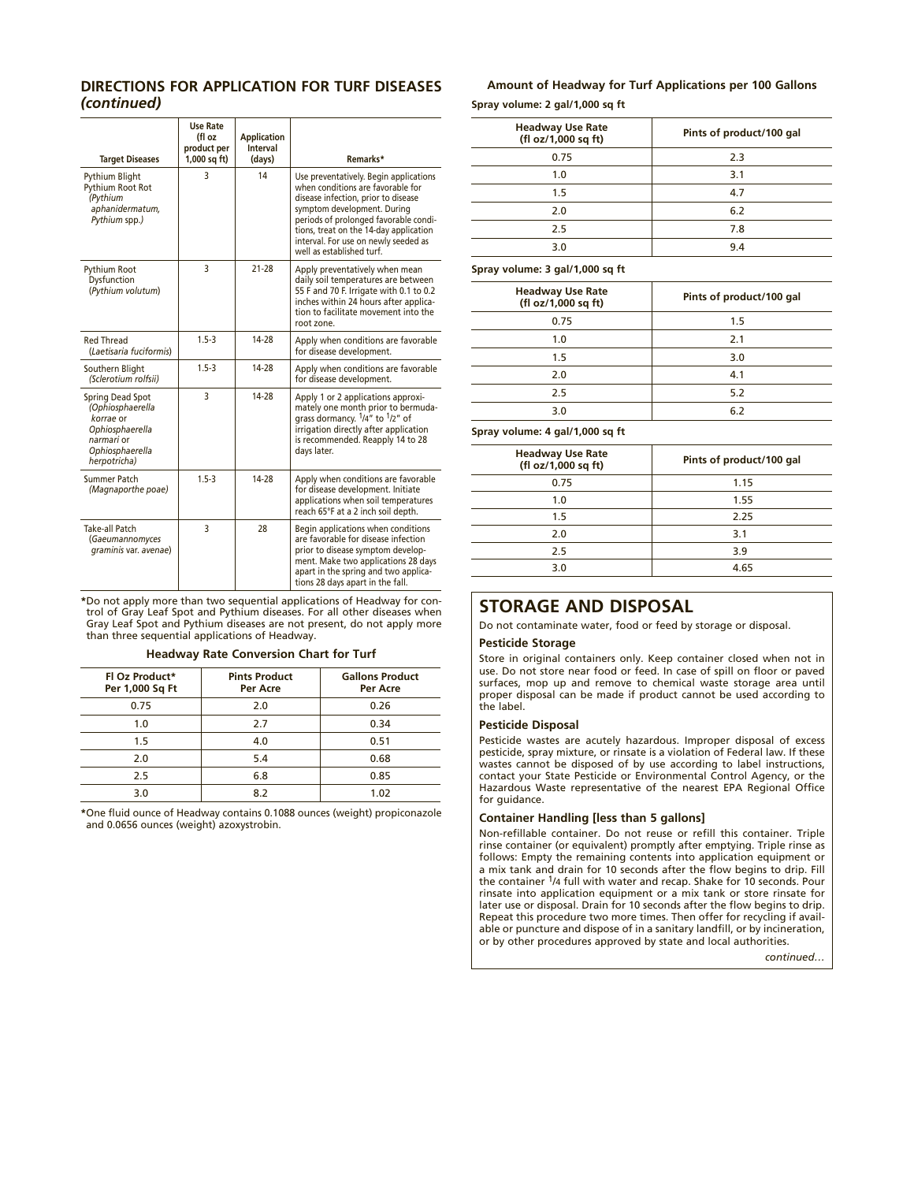## DIRECTIONS FOR APPLICATION FOR TURF DISEASES *(continued)*

| Target Diseases | Use Rate (fl oz product per 1,000 sq ft) | Application Interval (days) | Remarks* |
|---|---|---|---|
| Pythium Blight Pythium Root Rot *(Pythium aphanidermatum, Pythium* spp.) | 3 | 14 | Use preventatively. Begin applications when conditions are favorable for disease infection, prior to disease symptom development. During periods of prolonged favorable conditions, treat on the 14-day application interval. For use on newly seeded as well as established turf. |
| Pythium Root Dysfunction (*Pythium volutum*) | 3 | 21-28 | Apply preventatively when mean daily soil temperatures are between 55 F and 70 F. Irrigate with 0.1 to 0.2 inches within 24 hours after application to facilitate movement into the root zone. |
| Red Thread (*Laetisaria fuciformis*) | 1.5-3 | 14-28 | Apply when conditions are favorable for disease development. |
| Southern Blight *(Sclerotium rolfsii)* | 1.5-3 | 14-28 | Apply when conditions are favorable for disease development. |
| Spring Dead Spot *(Ophiosphaerella korrae* or *Ophiosphaerella narmari* or *Ophiosphaerella herpotricha)* | 3 | 14-28 | Apply 1 or 2 applications approximately one month prior to bermudagrass dormancy. 1/4" to 1/2" of irrigation directly after application is recommended. Reapply 14 to 28 days later. |
| Summer Patch *(Magnaporthe poae)* | 1.5-3 | 14-28 | Apply when conditions are favorable for disease development. Initiate applications when soil temperatures reach 65°F at a 2 inch soil depth. |
| Take-all Patch (*Gaeumannomyces graminis* var. *avenae*) | 3 | 28 | Begin applications when conditions are favorable for disease infection prior to disease symptom development. Make two applications 28 days apart in the spring and two applications 28 days apart in the fall. |

*Do not apply more than two sequential applications of Headway for control of Gray Leaf Spot and Pythium diseases. For all other diseases when Gray Leaf Spot and Pythium diseases are not present, do not apply more than three sequential applications of Headway.

**Headway Rate Conversion Chart for Turf**

| Fl Oz Product* Per 1,000 Sq Ft | Pints Product Per Acre | Gallons Product Per Acre |
|---|---|---|
| 0.75 | 2.0 | 0.26 |
| 1.0 | 2.7 | 0.34 |
| 1.5 | 4.0 | 0.51 |
| 2.0 | 5.4 | 0.68 |
| 2.5 | 6.8 | 0.85 |
| 3.0 | 8.2 | 1.02 |

*One fluid ounce of Headway contains 0.1088 ounces (weight) propiconazole and 0.0656 ounces (weight) azoxystrobin.

**Amount of Headway for Turf Applications per 100 Gallons**

**Spray volume: 2 gal/1,000 sq ft**

| Headway Use Rate (fl oz/1,000 sq ft) | Pints of product/100 gal |
|---|---|
| 0.75 | 2.3 |
| 1.0 | 3.1 |
| 1.5 | 4.7 |
| 2.0 | 6.2 |
| 2.5 | 7.8 |
| 3.0 | 9.4 |

**Spray volume: 3 gal/1,000 sq ft**

| Headway Use Rate (fl oz/1,000 sq ft) | Pints of product/100 gal |
|---|---|
| 0.75 | 1.5 |
| 1.0 | 2.1 |
| 1.5 | 3.0 |
| 2.0 | 4.1 |
| 2.5 | 5.2 |
| 3.0 | 6.2 |

**Spray volume: 4 gal/1,000 sq ft**

| Headway Use Rate (fl oz/1,000 sq ft) | Pints of product/100 gal |
|---|---|
| 0.75 | 1.15 |
| 1.0 | 1.55 |
| 1.5 | 2.25 |
| 2.0 | 3.1 |
| 2.5 | 3.9 |
| 3.0 | 4.65 |

## STORAGE AND DISPOSAL

Do not contaminate water, food or feed by storage or disposal.

### Pesticide Storage

Store in original containers only. Keep container closed when not in use. Do not store near food or feed. In case of spill on floor or paved surfaces, mop up and remove to chemical waste storage area until proper disposal can be made if product cannot be used according to the label.

### Pesticide Disposal

Pesticide wastes are acutely hazardous. Improper disposal of excess pesticide, spray mixture, or rinsate is a violation of Federal law. If these wastes cannot be disposed of by use according to label instructions, contact your State Pesticide or Environmental Control Agency, or the Hazardous Waste representative of the nearest EPA Regional Office for guidance.

### Container Handling [less than 5 gallons]

Non-refillable container. Do not reuse or refill this container. Triple rinse container (or equivalent) promptly after emptying. Triple rinse as follows: Empty the remaining contents into application equipment or a mix tank and drain for 10 seconds after the flow begins to drip. Fill the container 1/4 full with water and recap. Shake for 10 seconds. Pour rinsate into application equipment or a mix tank or store rinsate for later use or disposal. Drain for 10 seconds after the flow begins to drip. Repeat this procedure two more times. Then offer for recycling if available or puncture and dispose of in a sanitary landfill, or by incineration, or by other procedures approved by state and local authorities.

*continued…*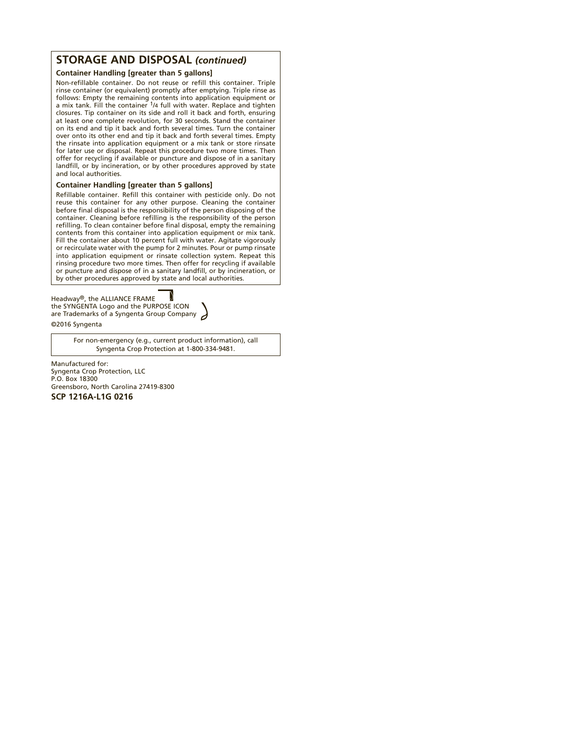## STORAGE AND DISPOSAL *(continued)*

**Container Handling [greater than 5 gallons]**

Non-refillable container. Do not reuse or refill this container. Triple rinse container (or equivalent) promptly after emptying. Triple rinse as follows: Empty the remaining contents into application equipment or a mix tank. Fill the container 1/4 full with water. Replace and tighten closures. Tip container on its side and roll it back and forth, ensuring at least one complete revolution, for 30 seconds. Stand the container on its end and tip it back and forth several times. Turn the container over onto its other end and tip it back and forth several times. Empty the rinsate into application equipment or a mix tank or store rinsate for later use or disposal. Repeat this procedure two more times. Then offer for recycling if available or puncture and dispose of in a sanitary landfill, or by incineration, or by other procedures approved by state and local authorities.

**Container Handling [greater than 5 gallons]**

Refillable container. Refill this container with pesticide only. Do not reuse this container for any other purpose. Cleaning the container before final disposal is the responsibility of the person disposing of the container. Cleaning before refilling is the responsibility of the person refilling. To clean container before final disposal, empty the remaining contents from this container into application equipment or mix tank. Fill the container about 10 percent full with water. Agitate vigorously or recirculate water with the pump for 2 minutes. Pour or pump rinsate into application equipment or rinsate collection system. Repeat this rinsing procedure two more times. Then offer for recycling if available or puncture and dispose of in a sanitary landfill, or by incineration, or by other procedures approved by state and local authorities.

Headway®, the ALLIANCE FRAME
the SYNGENTA Logo and the PURPOSE ICON
are Trademarks of a Syngenta Group Company

©2016 Syngenta

For non-emergency (e.g., current product information), call Syngenta Crop Protection at 1-800-334-9481.

Manufactured for:
Syngenta Crop Protection, LLC
P.O. Box 18300
Greensboro, North Carolina 27419-8300

**SCP 1216A-L1G 0216**